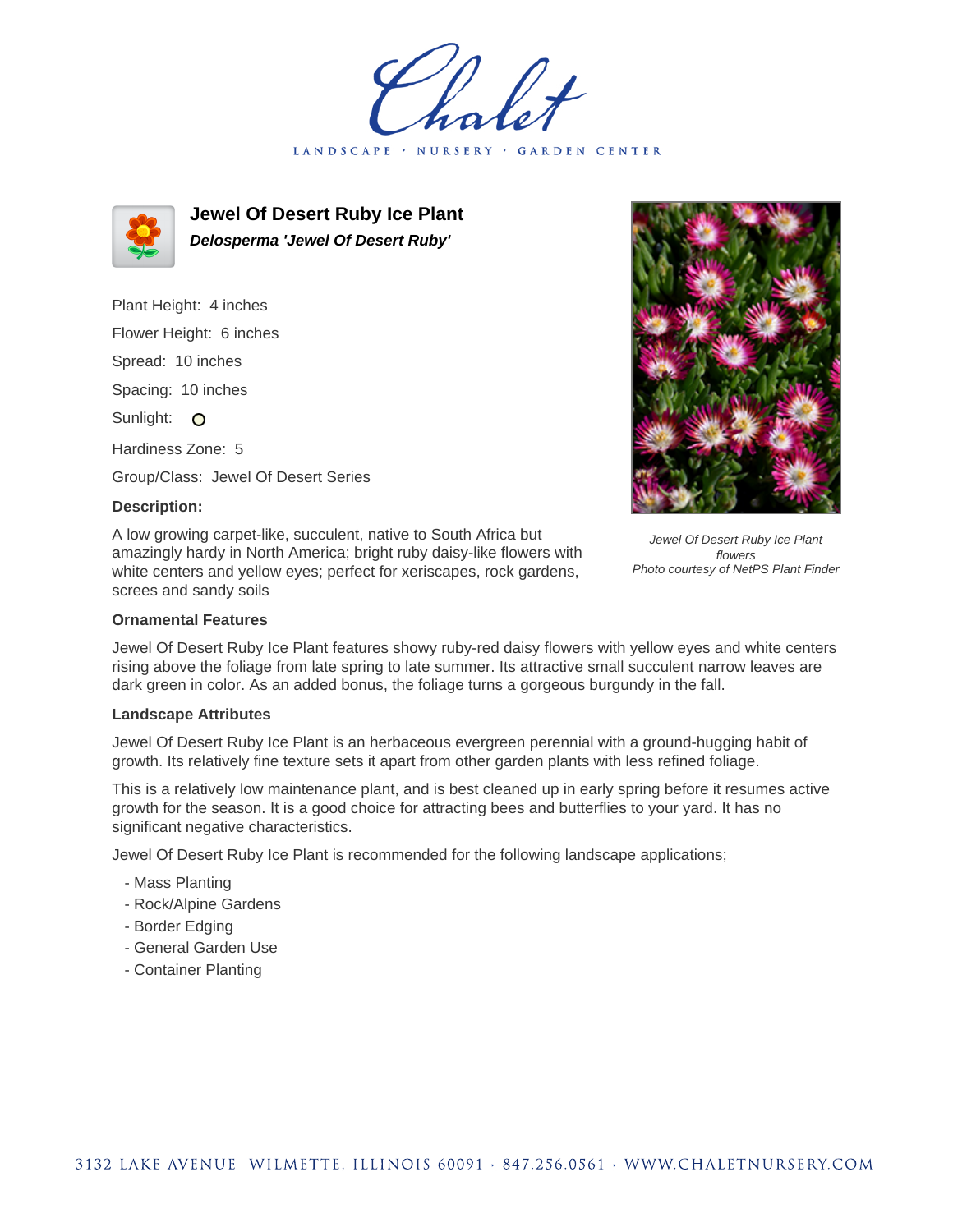# Jewel Of Desert Ruby Ice Plant

***Delosperma 'Jewel Of Desert Ruby'***

Plant Height: 4 inches

Flower Height: 6 inches

Spread: 10 inches

Spacing: 10 inches

Sunlight: ○

Hardiness Zone: 5

Group/Class: Jewel Of Desert Series

### Description:

A low growing carpet-like, succulent, native to South Africa but amazingly hardy in North America; bright ruby daisy-like flowers with white centers and yellow eyes; perfect for xeriscapes, rock gardens, screes and sandy soils

*Jewel Of Desert Ruby Ice Plant flowers*
*Photo courtesy of NetPS Plant Finder*

### Ornamental Features

Jewel Of Desert Ruby Ice Plant features showy ruby-red daisy flowers with yellow eyes and white centers rising above the foliage from late spring to late summer. Its attractive small succulent narrow leaves are dark green in color. As an added bonus, the foliage turns a gorgeous burgundy in the fall.

### Landscape Attributes

Jewel Of Desert Ruby Ice Plant is an herbaceous evergreen perennial with a ground-hugging habit of growth. Its relatively fine texture sets it apart from other garden plants with less refined foliage.

This is a relatively low maintenance plant, and is best cleaned up in early spring before it resumes active growth for the season. It is a good choice for attracting bees and butterflies to your yard. It has no significant negative characteristics.

Jewel Of Desert Ruby Ice Plant is recommended for the following landscape applications;

- Mass Planting
- Rock/Alpine Gardens
- Border Edging
- General Garden Use
- Container Planting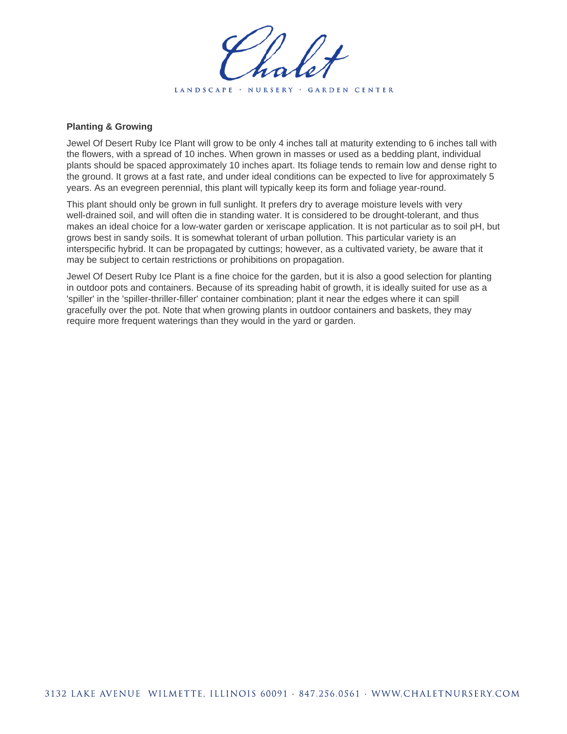**Planting & Growing**

Jewel Of Desert Ruby Ice Plant will grow to be only 4 inches tall at maturity extending to 6 inches tall with the flowers, with a spread of 10 inches. When grown in masses or used as a bedding plant, individual plants should be spaced approximately 10 inches apart. Its foliage tends to remain low and dense right to the ground. It grows at a fast rate, and under ideal conditions can be expected to live for approximately 5 years. As an evegreen perennial, this plant will typically keep its form and foliage year-round.

This plant should only be grown in full sunlight. It prefers dry to average moisture levels with very well-drained soil, and will often die in standing water. It is considered to be drought-tolerant, and thus makes an ideal choice for a low-water garden or xeriscape application. It is not particular as to soil pH, but grows best in sandy soils. It is somewhat tolerant of urban pollution. This particular variety is an interspecific hybrid. It can be propagated by cuttings; however, as a cultivated variety, be aware that it may be subject to certain restrictions or prohibitions on propagation.

Jewel Of Desert Ruby Ice Plant is a fine choice for the garden, but it is also a good selection for planting in outdoor pots and containers. Because of its spreading habit of growth, it is ideally suited for use as a 'spiller' in the 'spiller-thriller-filler' container combination; plant it near the edges where it can spill gracefully over the pot. Note that when growing plants in outdoor containers and baskets, they may require more frequent waterings than they would in the yard or garden.